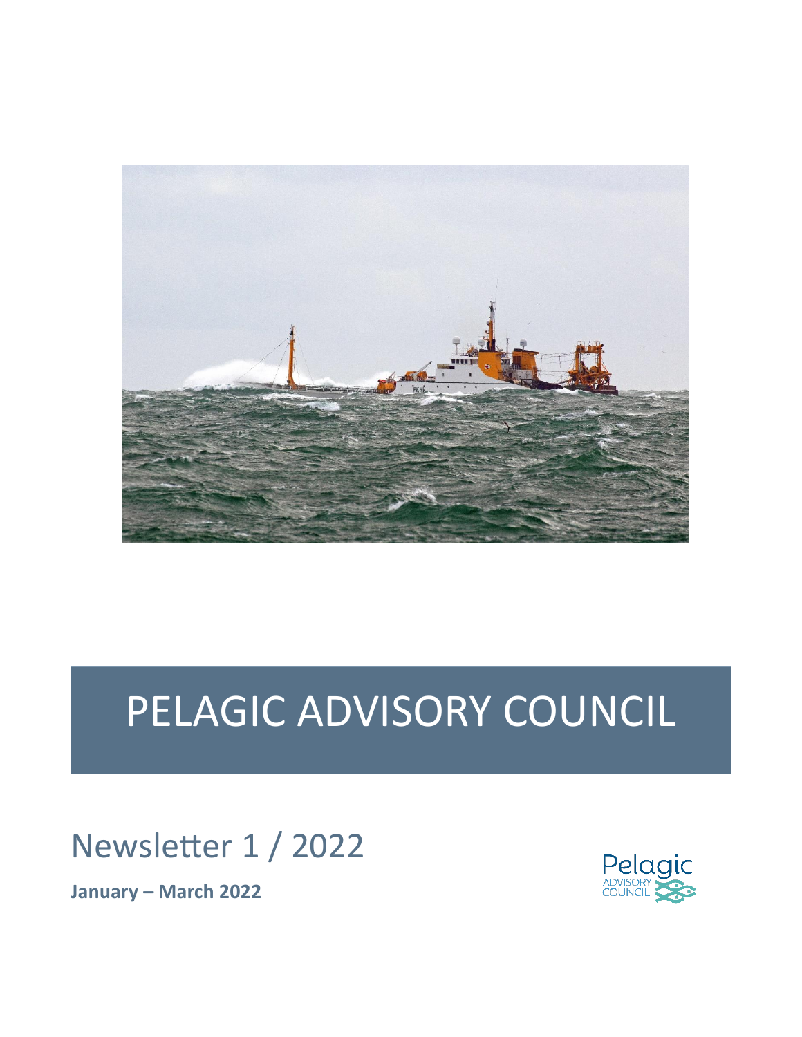# PELAGIC ADVISORY COUNCIL

## Newsletter 1 / 2022

**January – March 2022**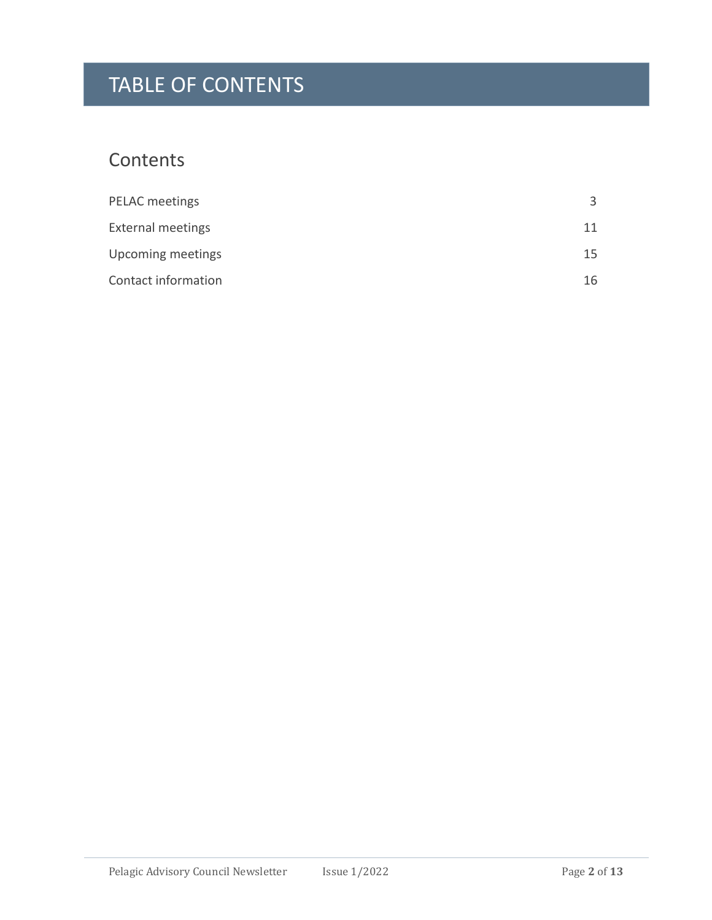# TABLE OF CONTENTS

## Contents

| | |
|---|---|
| PELAC meetings | 3 |
| External meetings | 11 |
| Upcoming meetings | 15 |
| Contact information | 16 |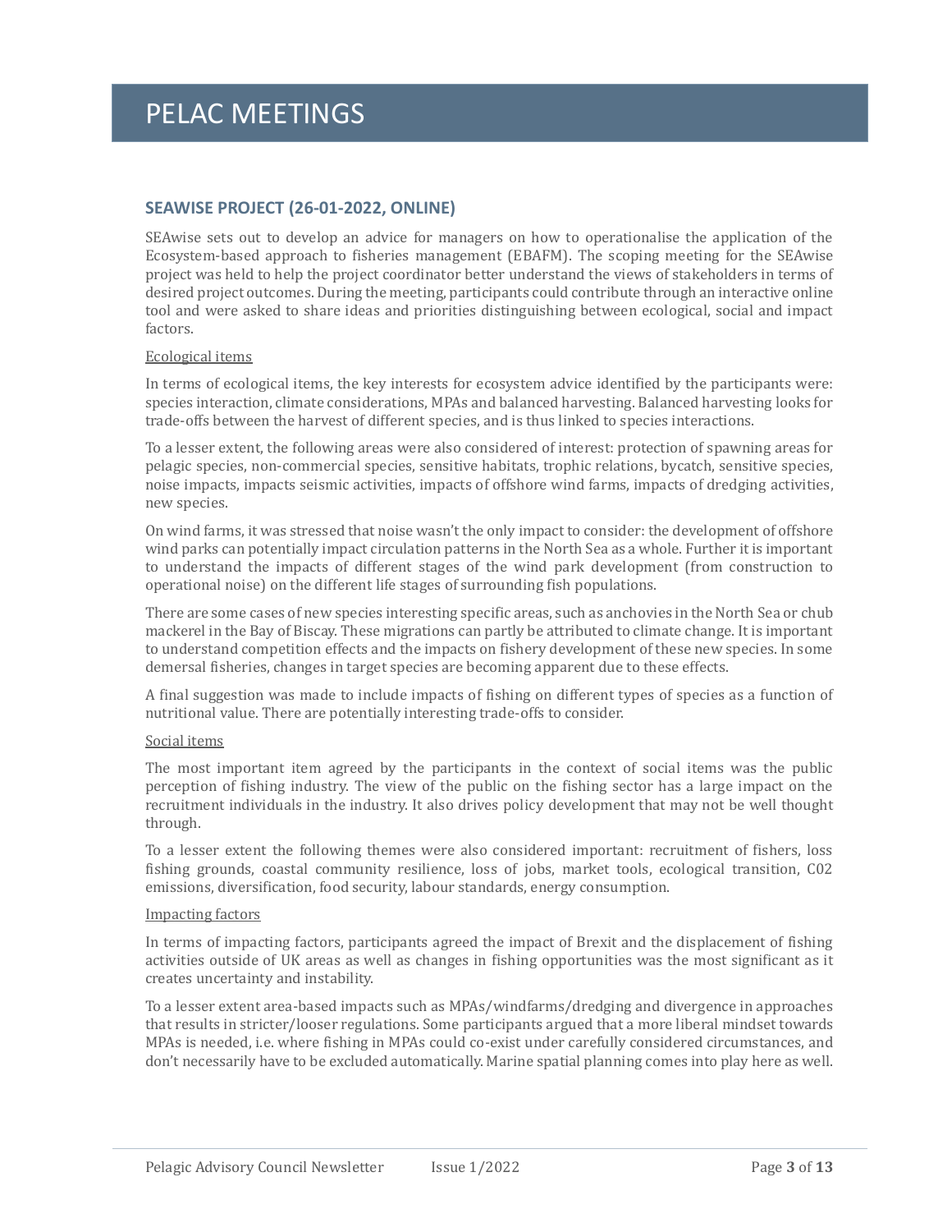# PELAC MEETINGS

## SEAWISE PROJECT (26-01-2022, ONLINE)

SEAwise sets out to develop an advice for managers on how to operationalise the application of the Ecosystem-based approach to fisheries management (EBAFM). The scoping meeting for the SEAwise project was held to help the project coordinator better understand the views of stakeholders in terms of desired project outcomes. During the meeting, participants could contribute through an interactive online tool and were asked to share ideas and priorities distinguishing between ecological, social and impact factors.

Ecological items

In terms of ecological items, the key interests for ecosystem advice identified by the participants were: species interaction, climate considerations, MPAs and balanced harvesting. Balanced harvesting looks for trade-offs between the harvest of different species, and is thus linked to species interactions.

To a lesser extent, the following areas were also considered of interest: protection of spawning areas for pelagic species, non-commercial species, sensitive habitats, trophic relations, bycatch, sensitive species, noise impacts, impacts seismic activities, impacts of offshore wind farms, impacts of dredging activities, new species.

On wind farms, it was stressed that noise wasn't the only impact to consider: the development of offshore wind parks can potentially impact circulation patterns in the North Sea as a whole. Further it is important to understand the impacts of different stages of the wind park development (from construction to operational noise) on the different life stages of surrounding fish populations.

There are some cases of new species interesting specific areas, such as anchovies in the North Sea or chub mackerel in the Bay of Biscay. These migrations can partly be attributed to climate change. It is important to understand competition effects and the impacts on fishery development of these new species. In some demersal fisheries, changes in target species are becoming apparent due to these effects.

A final suggestion was made to include impacts of fishing on different types of species as a function of nutritional value. There are potentially interesting trade-offs to consider.

Social items

The most important item agreed by the participants in the context of social items was the public perception of fishing industry. The view of the public on the fishing sector has a large impact on the recruitment individuals in the industry. It also drives policy development that may not be well thought through.

To a lesser extent the following themes were also considered important: recruitment of fishers, loss fishing grounds, coastal community resilience, loss of jobs, market tools, ecological transition, C02 emissions, diversification, food security, labour standards, energy consumption.

Impacting factors

In terms of impacting factors, participants agreed the impact of Brexit and the displacement of fishing activities outside of UK areas as well as changes in fishing opportunities was the most significant as it creates uncertainty and instability.

To a lesser extent area-based impacts such as MPAs/windfarms/dredging and divergence in approaches that results in stricter/looser regulations. Some participants argued that a more liberal mindset towards MPAs is needed, i.e. where fishing in MPAs could co-exist under carefully considered circumstances, and don't necessarily have to be excluded automatically. Marine spatial planning comes into play here as well.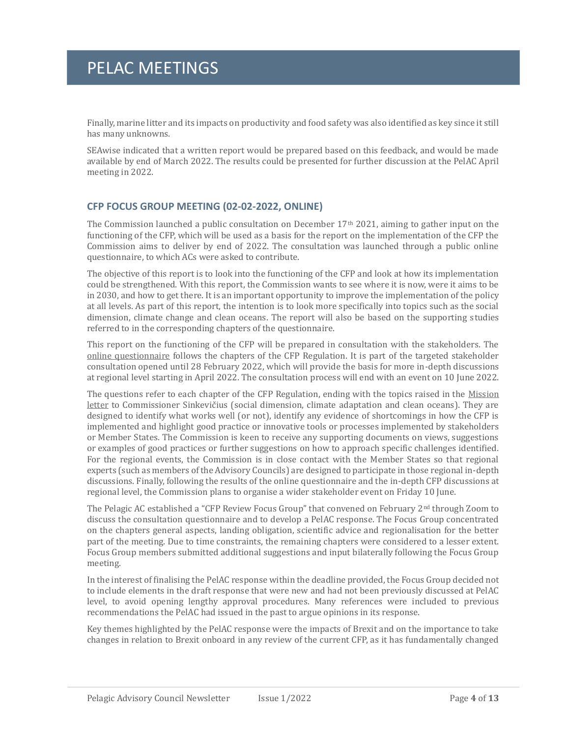# PELAC MEETINGS

Finally, marine litter and its impacts on productivity and food safety was also identified as key since it still has many unknowns.

SEAwise indicated that a written report would be prepared based on this feedback, and would be made available by end of March 2022. The results could be presented for further discussion at the PelAC April meeting in 2022.

## CFP FOCUS GROUP MEETING (02-02-2022, ONLINE)

The Commission launched a public consultation on December 17th 2021, aiming to gather input on the functioning of the CFP, which will be used as a basis for the report on the implementation of the CFP the Commission aims to deliver by end of 2022. The consultation was launched through a public online questionnaire, to which ACs were asked to contribute.

The objective of this report is to look into the functioning of the CFP and look at how its implementation could be strengthened. With this report, the Commission wants to see where it is now, were it aims to be in 2030, and how to get there. It is an important opportunity to improve the implementation of the policy at all levels. As part of this report, the intention is to look more specifically into topics such as the social dimension, climate change and clean oceans. The report will also be based on the supporting studies referred to in the corresponding chapters of the questionnaire.

This report on the functioning of the CFP will be prepared in consultation with the stakeholders. The online questionnaire follows the chapters of the CFP Regulation. It is part of the targeted stakeholder consultation opened until 28 February 2022, which will provide the basis for more in-depth discussions at regional level starting in April 2022. The consultation process will end with an event on 10 June 2022.

The questions refer to each chapter of the CFP Regulation, ending with the topics raised in the Mission letter to Commissioner Sinkevičius (social dimension, climate adaptation and clean oceans). They are designed to identify what works well (or not), identify any evidence of shortcomings in how the CFP is implemented and highlight good practice or innovative tools or processes implemented by stakeholders or Member States. The Commission is keen to receive any supporting documents on views, suggestions or examples of good practices or further suggestions on how to approach specific challenges identified. For the regional events, the Commission is in close contact with the Member States so that regional experts (such as members of the Advisory Councils) are designed to participate in those regional in-depth discussions. Finally, following the results of the online questionnaire and the in-depth CFP discussions at regional level, the Commission plans to organise a wider stakeholder event on Friday 10 June.

The Pelagic AC established a "CFP Review Focus Group" that convened on February 2nd through Zoom to discuss the consultation questionnaire and to develop a PelAC response. The Focus Group concentrated on the chapters general aspects, landing obligation, scientific advice and regionalisation for the better part of the meeting. Due to time constraints, the remaining chapters were considered to a lesser extent. Focus Group members submitted additional suggestions and input bilaterally following the Focus Group meeting.

In the interest of finalising the PelAC response within the deadline provided, the Focus Group decided not to include elements in the draft response that were new and had not been previously discussed at PelAC level, to avoid opening lengthy approval procedures. Many references were included to previous recommendations the PelAC had issued in the past to argue opinions in its response.

Key themes highlighted by the PelAC response were the impacts of Brexit and on the importance to take changes in relation to Brexit onboard in any review of the current CFP, as it has fundamentally changed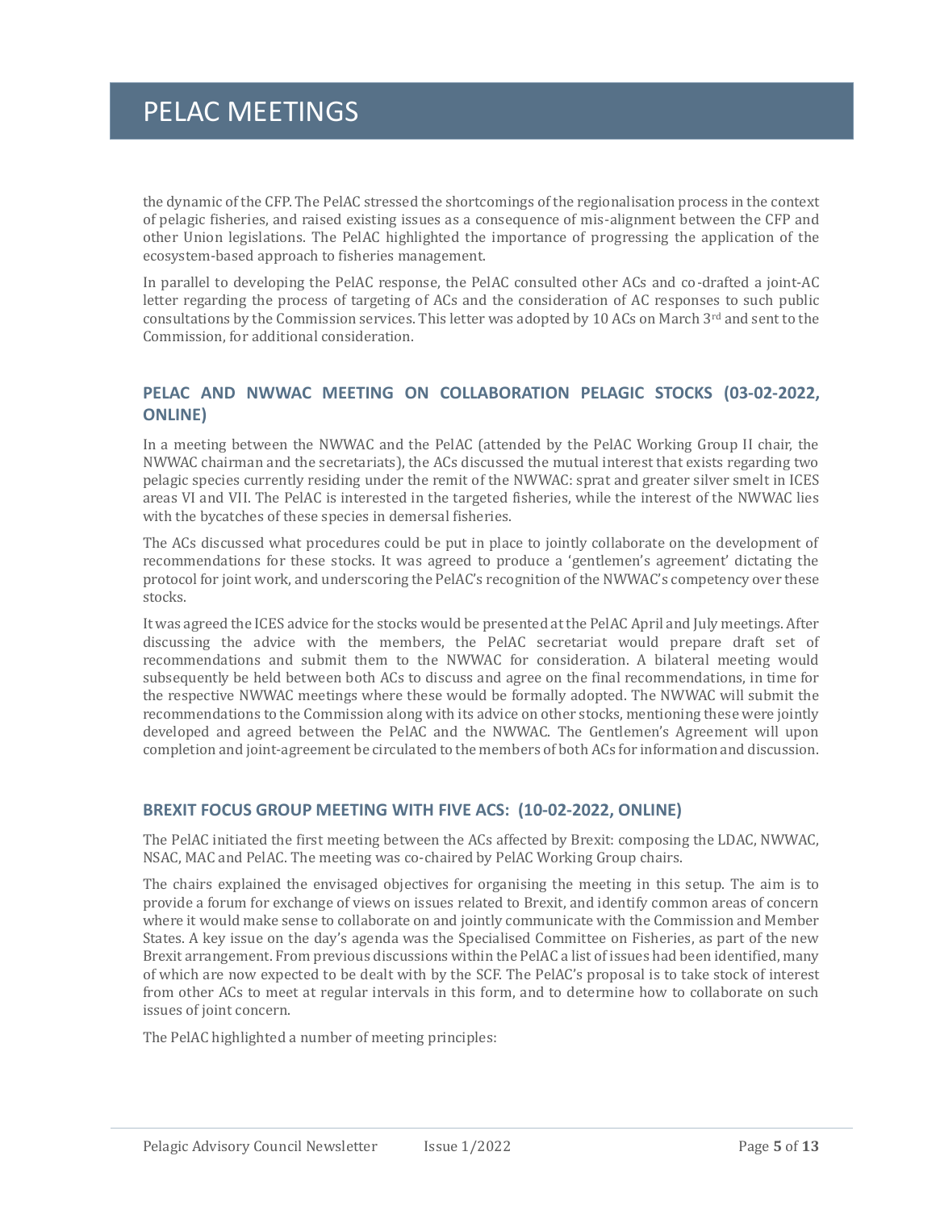the dynamic of the CFP. The PelAC stressed the shortcomings of the regionalisation process in the context of pelagic fisheries, and raised existing issues as a consequence of mis-alignment between the CFP and other Union legislations. The PelAC highlighted the importance of progressing the application of the ecosystem-based approach to fisheries management.

In parallel to developing the PelAC response, the PelAC consulted other ACs and co-drafted a joint-AC letter regarding the process of targeting of ACs and the consideration of AC responses to such public consultations by the Commission services. This letter was adopted by 10 ACs on March 3rd and sent to the Commission, for additional consideration.

## PELAC AND NWWAC MEETING ON COLLABORATION PELAGIC STOCKS (03-02-2022, ONLINE)

In a meeting between the NWWAC and the PelAC (attended by the PelAC Working Group II chair, the NWWAC chairman and the secretariats), the ACs discussed the mutual interest that exists regarding two pelagic species currently residing under the remit of the NWWAC: sprat and greater silver smelt in ICES areas VI and VII. The PelAC is interested in the targeted fisheries, while the interest of the NWWAC lies with the bycatches of these species in demersal fisheries.

The ACs discussed what procedures could be put in place to jointly collaborate on the development of recommendations for these stocks. It was agreed to produce a 'gentlemen's agreement' dictating the protocol for joint work, and underscoring the PelAC's recognition of the NWWAC's competency over these stocks.

It was agreed the ICES advice for the stocks would be presented at the PelAC April and July meetings. After discussing the advice with the members, the PelAC secretariat would prepare draft set of recommendations and submit them to the NWWAC for consideration. A bilateral meeting would subsequently be held between both ACs to discuss and agree on the final recommendations, in time for the respective NWWAC meetings where these would be formally adopted. The NWWAC will submit the recommendations to the Commission along with its advice on other stocks, mentioning these were jointly developed and agreed between the PelAC and the NWWAC. The Gentlemen's Agreement will upon completion and joint-agreement be circulated to the members of both ACs for information and discussion.

## BREXIT FOCUS GROUP MEETING WITH FIVE ACS: (10-02-2022, ONLINE)

The PelAC initiated the first meeting between the ACs affected by Brexit: composing the LDAC, NWWAC, NSAC, MAC and PelAC. The meeting was co-chaired by PelAC Working Group chairs.

The chairs explained the envisaged objectives for organising the meeting in this setup. The aim is to provide a forum for exchange of views on issues related to Brexit, and identify common areas of concern where it would make sense to collaborate on and jointly communicate with the Commission and Member States. A key issue on the day's agenda was the Specialised Committee on Fisheries, as part of the new Brexit arrangement. From previous discussions within the PelAC a list of issues had been identified, many of which are now expected to be dealt with by the SCF. The PelAC's proposal is to take stock of interest from other ACs to meet at regular intervals in this form, and to determine how to collaborate on such issues of joint concern.

The PelAC highlighted a number of meeting principles: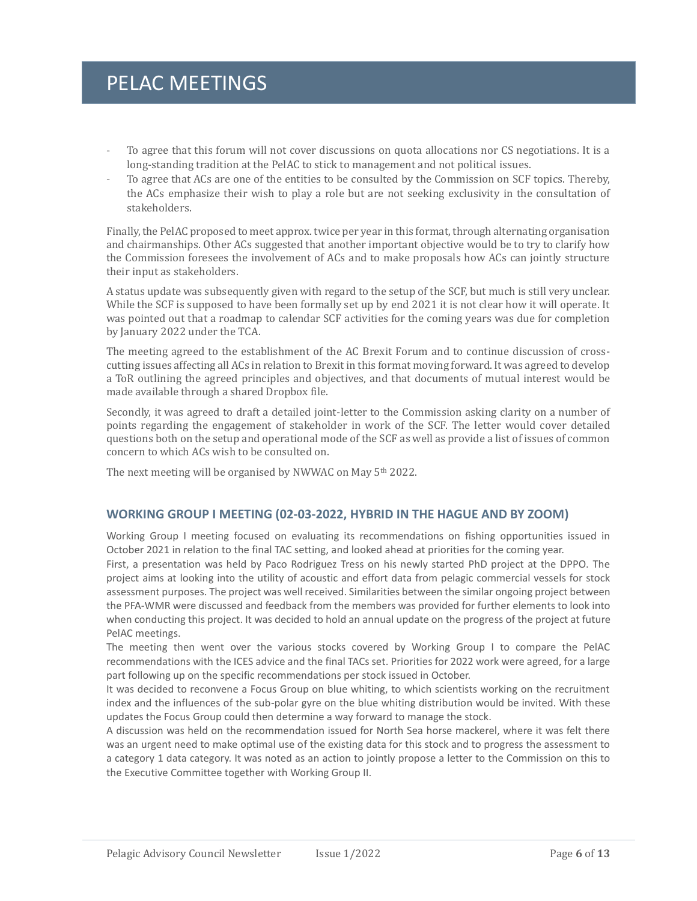# PELAC MEETINGS

- To agree that this forum will not cover discussions on quota allocations nor CS negotiations. It is a long-standing tradition at the PelAC to stick to management and not political issues.
- To agree that ACs are one of the entities to be consulted by the Commission on SCF topics. Thereby, the ACs emphasize their wish to play a role but are not seeking exclusivity in the consultation of stakeholders.

Finally, the PelAC proposed to meet approx. twice per year in this format, through alternating organisation and chairmanships. Other ACs suggested that another important objective would be to try to clarify how the Commission foresees the involvement of ACs and to make proposals how ACs can jointly structure their input as stakeholders.

A status update was subsequently given with regard to the setup of the SCF, but much is still very unclear. While the SCF is supposed to have been formally set up by end 2021 it is not clear how it will operate. It was pointed out that a roadmap to calendar SCF activities for the coming years was due for completion by January 2022 under the TCA.

The meeting agreed to the establishment of the AC Brexit Forum and to continue discussion of cross-cutting issues affecting all ACs in relation to Brexit in this format moving forward. It was agreed to develop a ToR outlining the agreed principles and objectives, and that documents of mutual interest would be made available through a shared Dropbox file.

Secondly, it was agreed to draft a detailed joint-letter to the Commission asking clarity on a number of points regarding the engagement of stakeholder in work of the SCF. The letter would cover detailed questions both on the setup and operational mode of the SCF as well as provide a list of issues of common concern to which ACs wish to be consulted on.

The next meeting will be organised by NWWAC on May 5th 2022.

### WORKING GROUP I MEETING (02-03-2022, HYBRID IN THE HAGUE AND BY ZOOM)

Working Group I meeting focused on evaluating its recommendations on fishing opportunities issued in October 2021 in relation to the final TAC setting, and looked ahead at priorities for the coming year.

First, a presentation was held by Paco Rodriguez Tress on his newly started PhD project at the DPPO. The project aims at looking into the utility of acoustic and effort data from pelagic commercial vessels for stock assessment purposes. The project was well received. Similarities between the similar ongoing project between the PFA-WMR were discussed and feedback from the members was provided for further elements to look into when conducting this project. It was decided to hold an annual update on the progress of the project at future PelAC meetings.

The meeting then went over the various stocks covered by Working Group I to compare the PelAC recommendations with the ICES advice and the final TACs set. Priorities for 2022 work were agreed, for a large part following up on the specific recommendations per stock issued in October.

It was decided to reconvene a Focus Group on blue whiting, to which scientists working on the recruitment index and the influences of the sub-polar gyre on the blue whiting distribution would be invited. With these updates the Focus Group could then determine a way forward to manage the stock.

A discussion was held on the recommendation issued for North Sea horse mackerel, where it was felt there was an urgent need to make optimal use of the existing data for this stock and to progress the assessment to a category 1 data category. It was noted as an action to jointly propose a letter to the Commission on this to the Executive Committee together with Working Group II.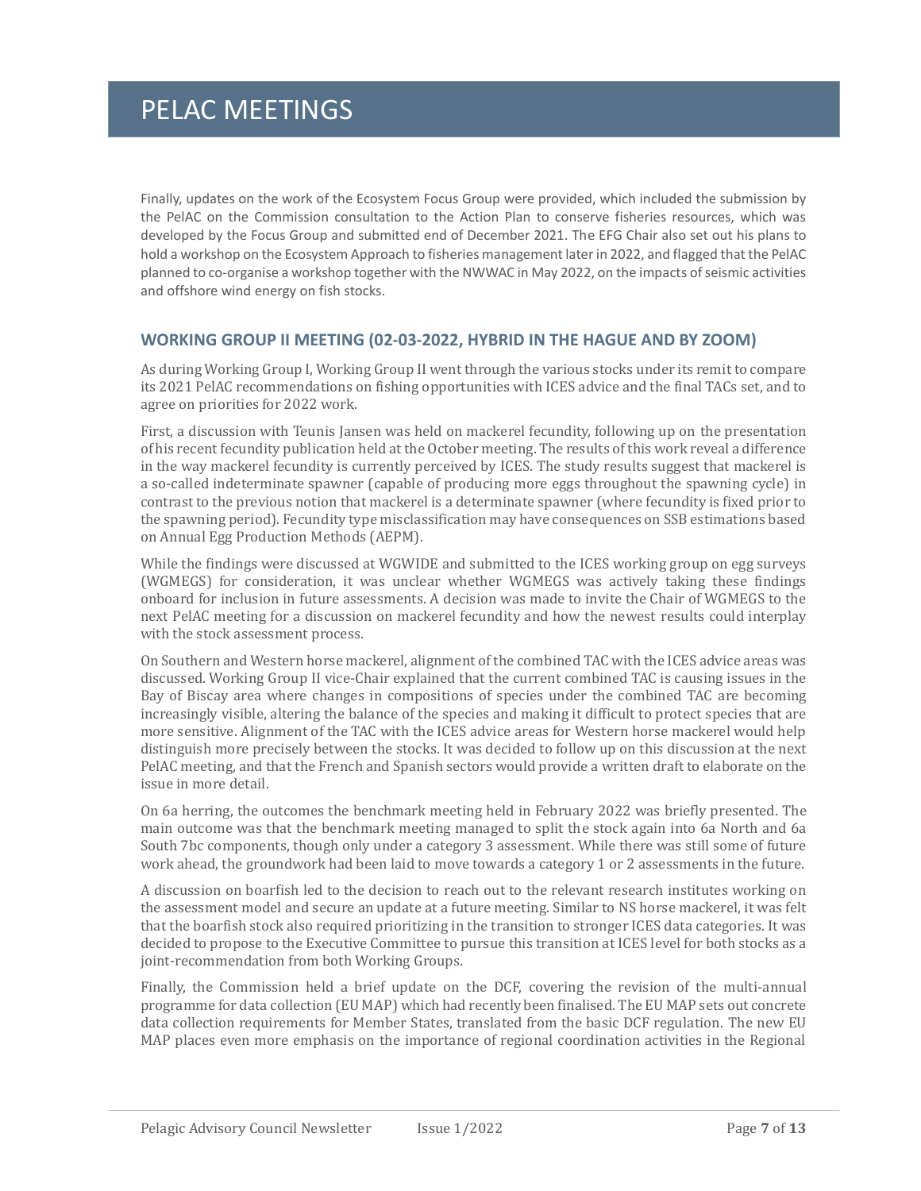# PELAC MEETINGS

Finally, updates on the work of the Ecosystem Focus Group were provided, which included the submission by the PelAC on the Commission consultation to the Action Plan to conserve fisheries resources, which was developed by the Focus Group and submitted end of December 2021. The EFG Chair also set out his plans to hold a workshop on the Ecosystem Approach to fisheries management later in 2022, and flagged that the PelAC planned to co-organise a workshop together with the NWWAC in May 2022, on the impacts of seismic activities and offshore wind energy on fish stocks.

### WORKING GROUP II MEETING (02-03-2022, HYBRID IN THE HAGUE AND BY ZOOM)

As during Working Group I, Working Group II went through the various stocks under its remit to compare its 2021 PelAC recommendations on fishing opportunities with ICES advice and the final TACs set, and to agree on priorities for 2022 work.

First, a discussion with Teunis Jansen was held on mackerel fecundity, following up on the presentation of his recent fecundity publication held at the October meeting. The results of this work reveal a difference in the way mackerel fecundity is currently perceived by ICES. The study results suggest that mackerel is a so-called indeterminate spawner (capable of producing more eggs throughout the spawning cycle) in contrast to the previous notion that mackerel is a determinate spawner (where fecundity is fixed prior to the spawning period). Fecundity type misclassification may have consequences on SSB estimations based on Annual Egg Production Methods (AEPM).

While the findings were discussed at WGWIDE and submitted to the ICES working group on egg surveys (WGMEGS) for consideration, it was unclear whether WGMEGS was actively taking these findings onboard for inclusion in future assessments. A decision was made to invite the Chair of WGMEGS to the next PelAC meeting for a discussion on mackerel fecundity and how the newest results could interplay with the stock assessment process.

On Southern and Western horse mackerel, alignment of the combined TAC with the ICES advice areas was discussed. Working Group II vice-Chair explained that the current combined TAC is causing issues in the Bay of Biscay area where changes in compositions of species under the combined TAC are becoming increasingly visible, altering the balance of the species and making it difficult to protect species that are more sensitive. Alignment of the TAC with the ICES advice areas for Western horse mackerel would help distinguish more precisely between the stocks. It was decided to follow up on this discussion at the next PelAC meeting, and that the French and Spanish sectors would provide a written draft to elaborate on the issue in more detail.

On 6a herring, the outcomes the benchmark meeting held in February 2022 was briefly presented. The main outcome was that the benchmark meeting managed to split the stock again into 6a North and 6a South 7bc components, though only under a category 3 assessment. While there was still some of future work ahead, the groundwork had been laid to move towards a category 1 or 2 assessments in the future.

A discussion on boarfish led to the decision to reach out to the relevant research institutes working on the assessment model and secure an update at a future meeting. Similar to NS horse mackerel, it was felt that the boarfish stock also required prioritizing in the transition to stronger ICES data categories. It was decided to propose to the Executive Committee to pursue this transition at ICES level for both stocks as a joint-recommendation from both Working Groups.

Finally, the Commission held a brief update on the DCF, covering the revision of the multi-annual programme for data collection (EU MAP) which had recently been finalised. The EU MAP sets out concrete data collection requirements for Member States, translated from the basic DCF regulation. The new EU MAP places even more emphasis on the importance of regional coordination activities in the Regional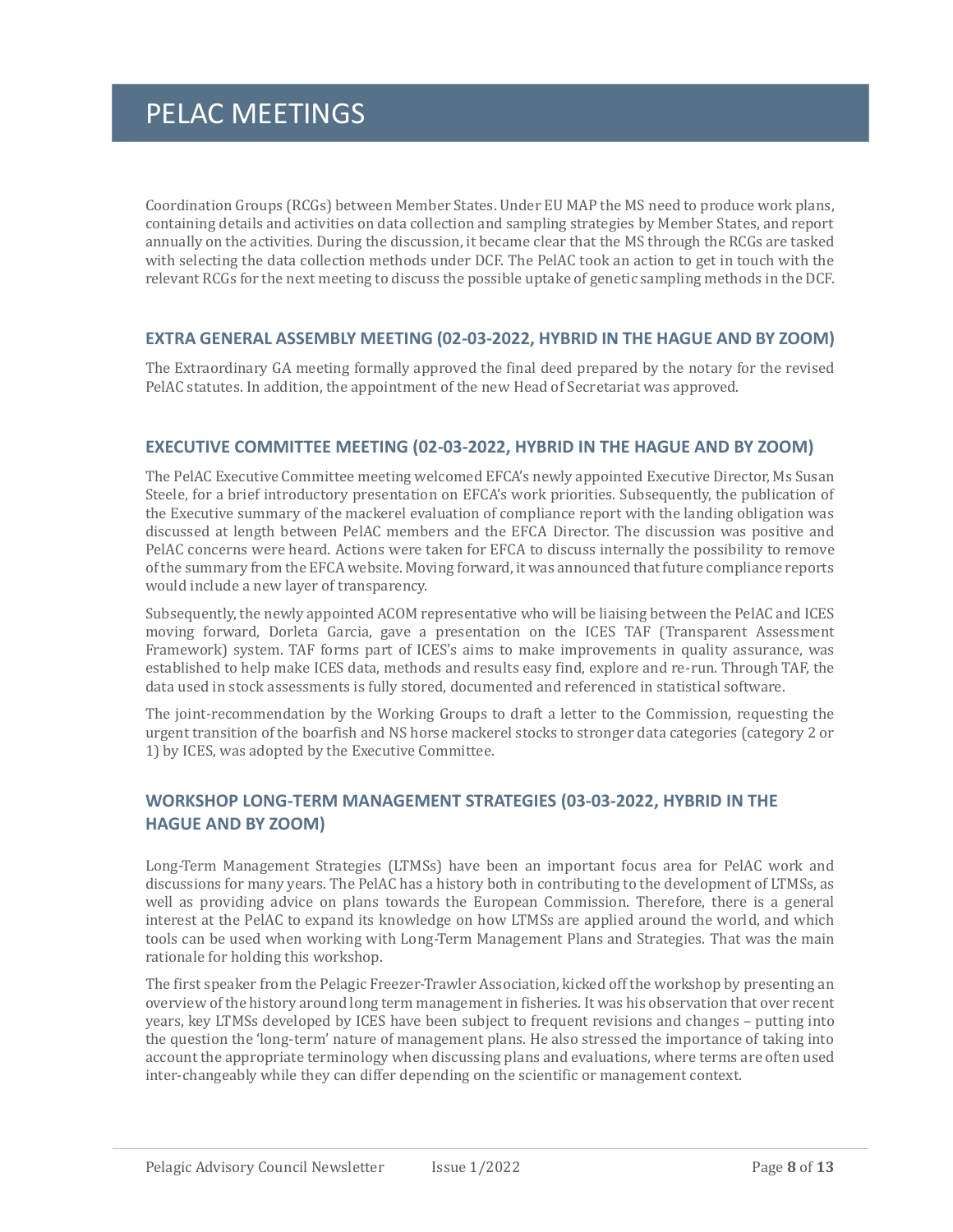# PELAC MEETINGS

Coordination Groups (RCGs) between Member States. Under EU MAP the MS need to produce work plans, containing details and activities on data collection and sampling strategies by Member States, and report annually on the activities. During the discussion, it became clear that the MS through the RCGs are tasked with selecting the data collection methods under DCF. The PelAC took an action to get in touch with the relevant RCGs for the next meeting to discuss the possible uptake of genetic sampling methods in the DCF.

### EXTRA GENERAL ASSEMBLY MEETING (02-03-2022, HYBRID IN THE HAGUE AND BY ZOOM)

The Extraordinary GA meeting formally approved the final deed prepared by the notary for the revised PelAC statutes. In addition, the appointment of the new Head of Secretariat was approved.

### EXECUTIVE COMMITTEE MEETING (02-03-2022, HYBRID IN THE HAGUE AND BY ZOOM)

The PelAC Executive Committee meeting welcomed EFCA's newly appointed Executive Director, Ms Susan Steele, for a brief introductory presentation on EFCA's work priorities. Subsequently, the publication of the Executive summary of the mackerel evaluation of compliance report with the landing obligation was discussed at length between PelAC members and the EFCA Director. The discussion was positive and PelAC concerns were heard. Actions were taken for EFCA to discuss internally the possibility to remove of the summary from the EFCA website. Moving forward, it was announced that future compliance reports would include a new layer of transparency.

Subsequently, the newly appointed ACOM representative who will be liaising between the PelAC and ICES moving forward, Dorleta Garcia, gave a presentation on the ICES TAF (Transparent Assessment Framework) system. TAF forms part of ICES's aims to make improvements in quality assurance, was established to help make ICES data, methods and results easy find, explore and re-run. Through TAF, the data used in stock assessments is fully stored, documented and referenced in statistical software.

The joint-recommendation by the Working Groups to draft a letter to the Commission, requesting the urgent transition of the boarfish and NS horse mackerel stocks to stronger data categories (category 2 or 1) by ICES, was adopted by the Executive Committee.

### WORKSHOP LONG-TERM MANAGEMENT STRATEGIES (03-03-2022, HYBRID IN THE HAGUE AND BY ZOOM)

Long-Term Management Strategies (LTMSs) have been an important focus area for PelAC work and discussions for many years. The PelAC has a history both in contributing to the development of LTMSs, as well as providing advice on plans towards the European Commission. Therefore, there is a general interest at the PelAC to expand its knowledge on how LTMSs are applied around the world, and which tools can be used when working with Long-Term Management Plans and Strategies. That was the main rationale for holding this workshop.

The first speaker from the Pelagic Freezer-Trawler Association, kicked off the workshop by presenting an overview of the history around long term management in fisheries. It was his observation that over recent years, key LTMSs developed by ICES have been subject to frequent revisions and changes – putting into the question the 'long-term' nature of management plans. He also stressed the importance of taking into account the appropriate terminology when discussing plans and evaluations, where terms are often used inter-changeably while they can differ depending on the scientific or management context.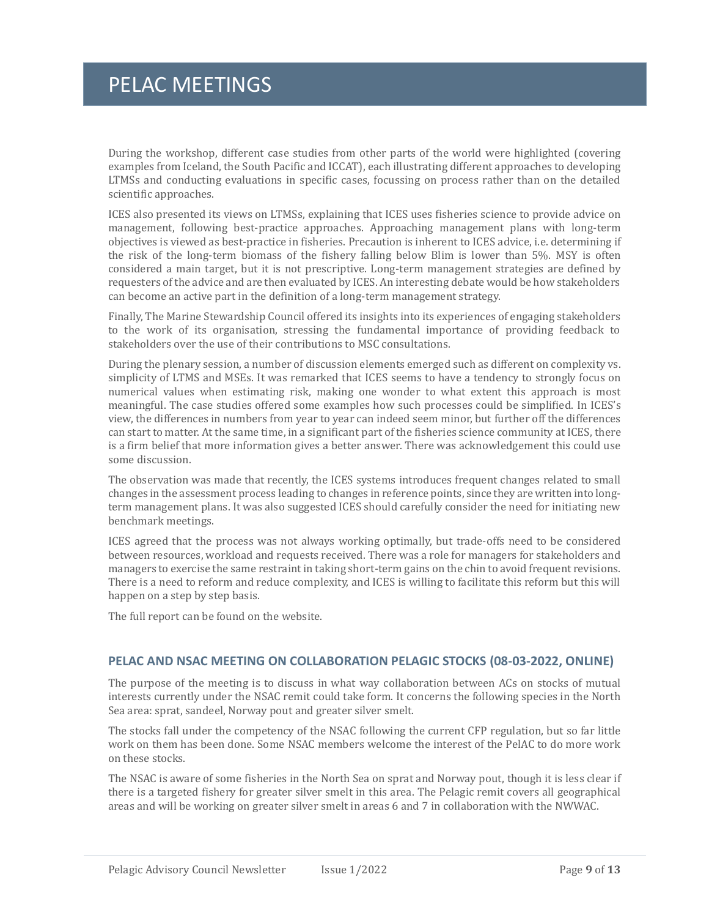# PELAC MEETINGS

During the workshop, different case studies from other parts of the world were highlighted (covering examples from Iceland, the South Pacific and ICCAT), each illustrating different approaches to developing LTMSs and conducting evaluations in specific cases, focussing on process rather than on the detailed scientific approaches.

ICES also presented its views on LTMSs, explaining that ICES uses fisheries science to provide advice on management, following best-practice approaches. Approaching management plans with long-term objectives is viewed as best-practice in fisheries. Precaution is inherent to ICES advice, i.e. determining if the risk of the long-term biomass of the fishery falling below Blim is lower than 5%. MSY is often considered a main target, but it is not prescriptive. Long-term management strategies are defined by requesters of the advice and are then evaluated by ICES. An interesting debate would be how stakeholders can become an active part in the definition of a long-term management strategy.

Finally, The Marine Stewardship Council offered its insights into its experiences of engaging stakeholders to the work of its organisation, stressing the fundamental importance of providing feedback to stakeholders over the use of their contributions to MSC consultations.

During the plenary session, a number of discussion elements emerged such as different on complexity vs. simplicity of LTMS and MSEs. It was remarked that ICES seems to have a tendency to strongly focus on numerical values when estimating risk, making one wonder to what extent this approach is most meaningful. The case studies offered some examples how such processes could be simplified. In ICES's view, the differences in numbers from year to year can indeed seem minor, but further off the differences can start to matter. At the same time, in a significant part of the fisheries science community at ICES, there is a firm belief that more information gives a better answer. There was acknowledgement this could use some discussion.

The observation was made that recently, the ICES systems introduces frequent changes related to small changes in the assessment process leading to changes in reference points, since they are written into long-term management plans. It was also suggested ICES should carefully consider the need for initiating new benchmark meetings.

ICES agreed that the process was not always working optimally, but trade-offs need to be considered between resources, workload and requests received. There was a role for managers for stakeholders and managers to exercise the same restraint in taking short-term gains on the chin to avoid frequent revisions. There is a need to reform and reduce complexity, and ICES is willing to facilitate this reform but this will happen on a step by step basis.

The full report can be found on the website.

### PELAC AND NSAC MEETING ON COLLABORATION PELAGIC STOCKS (08-03-2022, ONLINE)

The purpose of the meeting is to discuss in what way collaboration between ACs on stocks of mutual interests currently under the NSAC remit could take form. It concerns the following species in the North Sea area: sprat, sandeel, Norway pout and greater silver smelt.

The stocks fall under the competency of the NSAC following the current CFP regulation, but so far little work on them has been done. Some NSAC members welcome the interest of the PelAC to do more work on these stocks.

The NSAC is aware of some fisheries in the North Sea on sprat and Norway pout, though it is less clear if there is a targeted fishery for greater silver smelt in this area. The Pelagic remit covers all geographical areas and will be working on greater silver smelt in areas 6 and 7 in collaboration with the NWWAC.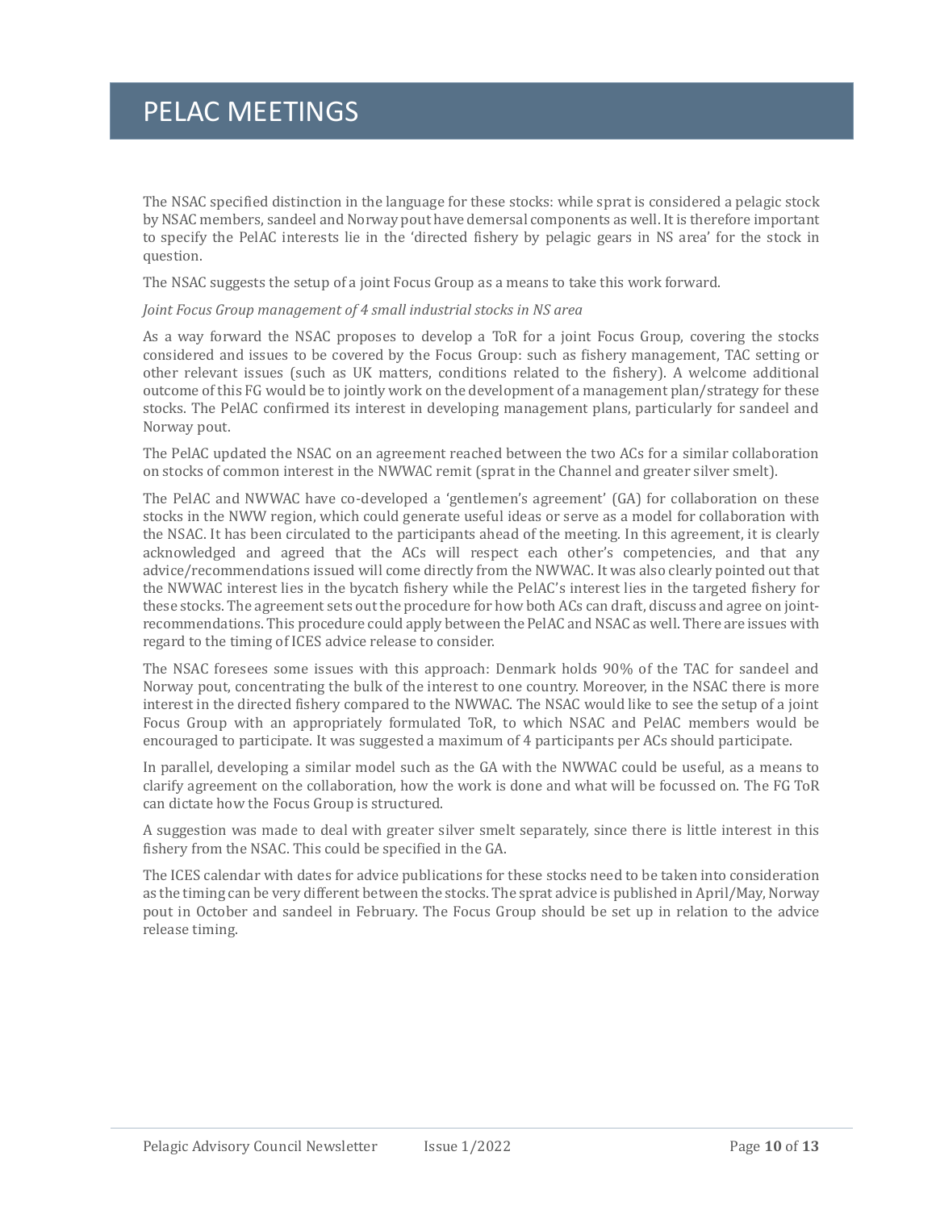# PELAC MEETINGS

The NSAC specified distinction in the language for these stocks: while sprat is considered a pelagic stock by NSAC members, sandeel and Norway pout have demersal components as well. It is therefore important to specify the PelAC interests lie in the 'directed fishery by pelagic gears in NS area' for the stock in question.

The NSAC suggests the setup of a joint Focus Group as a means to take this work forward.

*Joint Focus Group management of 4 small industrial stocks in NS area*

As a way forward the NSAC proposes to develop a ToR for a joint Focus Group, covering the stocks considered and issues to be covered by the Focus Group: such as fishery management, TAC setting or other relevant issues (such as UK matters, conditions related to the fishery). A welcome additional outcome of this FG would be to jointly work on the development of a management plan/strategy for these stocks. The PelAC confirmed its interest in developing management plans, particularly for sandeel and Norway pout.

The PelAC updated the NSAC on an agreement reached between the two ACs for a similar collaboration on stocks of common interest in the NWWAC remit (sprat in the Channel and greater silver smelt).

The PelAC and NWWAC have co-developed a 'gentlemen's agreement' (GA) for collaboration on these stocks in the NWW region, which could generate useful ideas or serve as a model for collaboration with the NSAC. It has been circulated to the participants ahead of the meeting. In this agreement, it is clearly acknowledged and agreed that the ACs will respect each other's competencies, and that any advice/recommendations issued will come directly from the NWWAC. It was also clearly pointed out that the NWWAC interest lies in the bycatch fishery while the PelAC's interest lies in the targeted fishery for these stocks. The agreement sets out the procedure for how both ACs can draft, discuss and agree on joint-recommendations. This procedure could apply between the PelAC and NSAC as well. There are issues with regard to the timing of ICES advice release to consider.

The NSAC foresees some issues with this approach: Denmark holds 90% of the TAC for sandeel and Norway pout, concentrating the bulk of the interest to one country. Moreover, in the NSAC there is more interest in the directed fishery compared to the NWWAC. The NSAC would like to see the setup of a joint Focus Group with an appropriately formulated ToR, to which NSAC and PelAC members would be encouraged to participate. It was suggested a maximum of 4 participants per ACs should participate.

In parallel, developing a similar model such as the GA with the NWWAC could be useful, as a means to clarify agreement on the collaboration, how the work is done and what will be focussed on. The FG ToR can dictate how the Focus Group is structured.

A suggestion was made to deal with greater silver smelt separately, since there is little interest in this fishery from the NSAC. This could be specified in the GA.

The ICES calendar with dates for advice publications for these stocks need to be taken into consideration as the timing can be very different between the stocks. The sprat advice is published in April/May, Norway pout in October and sandeel in February. The Focus Group should be set up in relation to the advice release timing.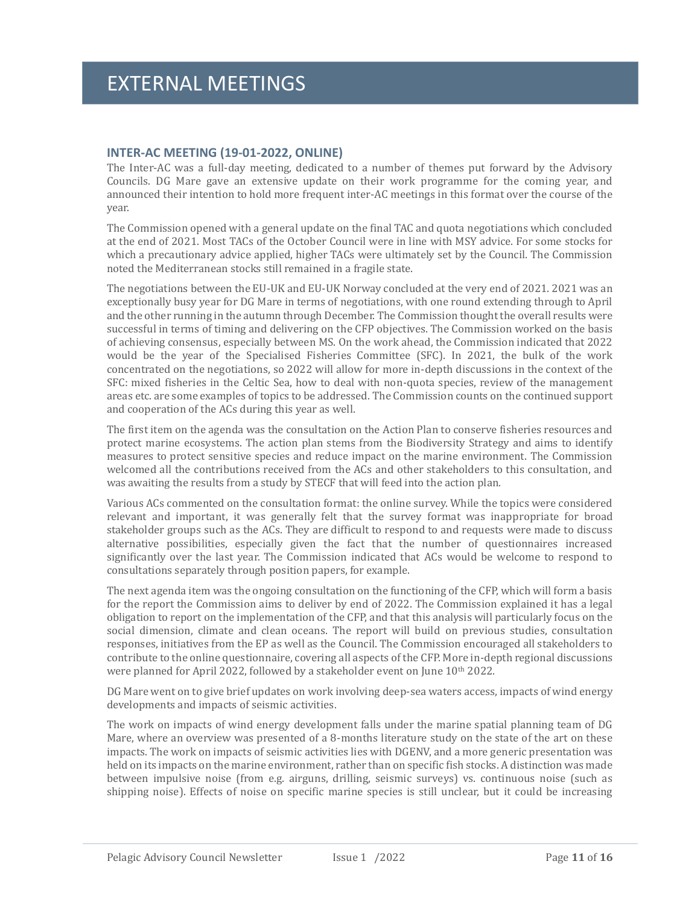# EXTERNAL MEETINGS

### INTER-AC MEETING (19-01-2022, ONLINE)

The Inter-AC was a full-day meeting, dedicated to a number of themes put forward by the Advisory Councils. DG Mare gave an extensive update on their work programme for the coming year, and announced their intention to hold more frequent inter-AC meetings in this format over the course of the year.

The Commission opened with a general update on the final TAC and quota negotiations which concluded at the end of 2021. Most TACs of the October Council were in line with MSY advice. For some stocks for which a precautionary advice applied, higher TACs were ultimately set by the Council. The Commission noted the Mediterranean stocks still remained in a fragile state.

The negotiations between the EU-UK and EU-UK Norway concluded at the very end of 2021. 2021 was an exceptionally busy year for DG Mare in terms of negotiations, with one round extending through to April and the other running in the autumn through December. The Commission thought the overall results were successful in terms of timing and delivering on the CFP objectives. The Commission worked on the basis of achieving consensus, especially between MS. On the work ahead, the Commission indicated that 2022 would be the year of the Specialised Fisheries Committee (SFC). In 2021, the bulk of the work concentrated on the negotiations, so 2022 will allow for more in-depth discussions in the context of the SFC: mixed fisheries in the Celtic Sea, how to deal with non-quota species, review of the management areas etc. are some examples of topics to be addressed. The Commission counts on the continued support and cooperation of the ACs during this year as well.

The first item on the agenda was the consultation on the Action Plan to conserve fisheries resources and protect marine ecosystems. The action plan stems from the Biodiversity Strategy and aims to identify measures to protect sensitive species and reduce impact on the marine environment. The Commission welcomed all the contributions received from the ACs and other stakeholders to this consultation, and was awaiting the results from a study by STECF that will feed into the action plan.

Various ACs commented on the consultation format: the online survey. While the topics were considered relevant and important, it was generally felt that the survey format was inappropriate for broad stakeholder groups such as the ACs. They are difficult to respond to and requests were made to discuss alternative possibilities, especially given the fact that the number of questionnaires increased significantly over the last year. The Commission indicated that ACs would be welcome to respond to consultations separately through position papers, for example.

The next agenda item was the ongoing consultation on the functioning of the CFP, which will form a basis for the report the Commission aims to deliver by end of 2022. The Commission explained it has a legal obligation to report on the implementation of the CFP, and that this analysis will particularly focus on the social dimension, climate and clean oceans. The report will build on previous studies, consultation responses, initiatives from the EP as well as the Council. The Commission encouraged all stakeholders to contribute to the online questionnaire, covering all aspects of the CFP. More in-depth regional discussions were planned for April 2022, followed by a stakeholder event on June 10th 2022.

DG Mare went on to give brief updates on work involving deep-sea waters access, impacts of wind energy developments and impacts of seismic activities.

The work on impacts of wind energy development falls under the marine spatial planning team of DG Mare, where an overview was presented of a 8-months literature study on the state of the art on these impacts. The work on impacts of seismic activities lies with DGENV, and a more generic presentation was held on its impacts on the marine environment, rather than on specific fish stocks. A distinction was made between impulsive noise (from e.g. airguns, drilling, seismic surveys) vs. continuous noise (such as shipping noise). Effects of noise on specific marine species is still unclear, but it could be increasing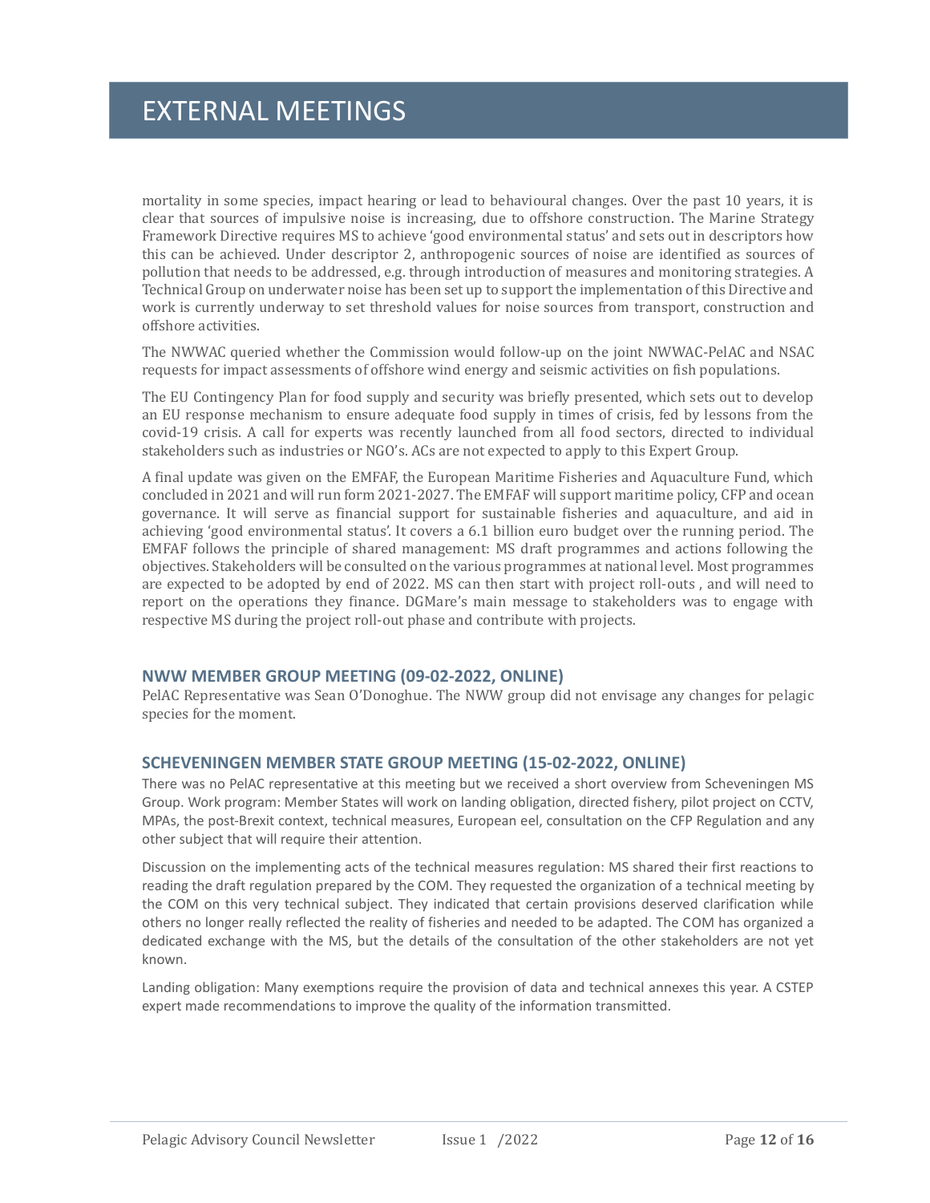# EXTERNAL MEETINGS

mortality in some species, impact hearing or lead to behavioural changes. Over the past 10 years, it is clear that sources of impulsive noise is increasing, due to offshore construction. The Marine Strategy Framework Directive requires MS to achieve 'good environmental status' and sets out in descriptors how this can be achieved. Under descriptor 2, anthropogenic sources of noise are identified as sources of pollution that needs to be addressed, e.g. through introduction of measures and monitoring strategies. A Technical Group on underwater noise has been set up to support the implementation of this Directive and work is currently underway to set threshold values for noise sources from transport, construction and offshore activities.

The NWWAC queried whether the Commission would follow-up on the joint NWWAC-PelAC and NSAC requests for impact assessments of offshore wind energy and seismic activities on fish populations.

The EU Contingency Plan for food supply and security was briefly presented, which sets out to develop an EU response mechanism to ensure adequate food supply in times of crisis, fed by lessons from the covid-19 crisis. A call for experts was recently launched from all food sectors, directed to individual stakeholders such as industries or NGO's. ACs are not expected to apply to this Expert Group.

A final update was given on the EMFAF, the European Maritime Fisheries and Aquaculture Fund, which concluded in 2021 and will run form 2021-2027. The EMFAF will support maritime policy, CFP and ocean governance. It will serve as financial support for sustainable fisheries and aquaculture, and aid in achieving 'good environmental status'. It covers a 6.1 billion euro budget over the running period. The EMFAF follows the principle of shared management: MS draft programmes and actions following the objectives. Stakeholders will be consulted on the various programmes at national level. Most programmes are expected to be adopted by end of 2022. MS can then start with project roll-outs , and will need to report on the operations they finance. DGMare's main message to stakeholders was to engage with respective MS during the project roll-out phase and contribute with projects.

### NWW MEMBER GROUP MEETING (09-02-2022, ONLINE)

PelAC Representative was Sean O'Donoghue. The NWW group did not envisage any changes for pelagic species for the moment.

### SCHEVENINGEN MEMBER STATE GROUP MEETING (15-02-2022, ONLINE)

There was no PelAC representative at this meeting but we received a short overview from Scheveningen MS Group. Work program: Member States will work on landing obligation, directed fishery, pilot project on CCTV, MPAs, the post-Brexit context, technical measures, European eel, consultation on the CFP Regulation and any other subject that will require their attention.

Discussion on the implementing acts of the technical measures regulation: MS shared their first reactions to reading the draft regulation prepared by the COM. They requested the organization of a technical meeting by the COM on this very technical subject. They indicated that certain provisions deserved clarification while others no longer really reflected the reality of fisheries and needed to be adapted. The COM has organized a dedicated exchange with the MS, but the details of the consultation of the other stakeholders are not yet known.

Landing obligation: Many exemptions require the provision of data and technical annexes this year. A CSTEP expert made recommendations to improve the quality of the information transmitted.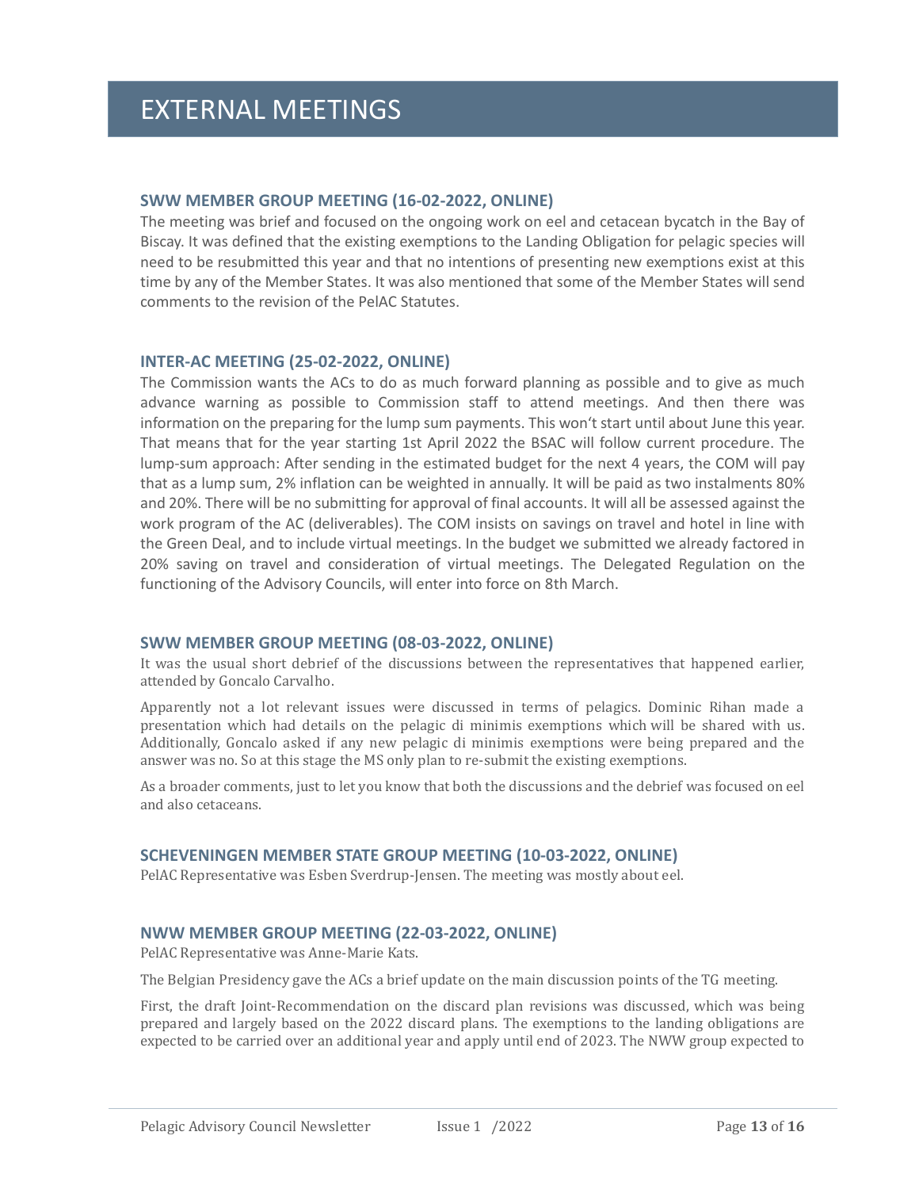# EXTERNAL MEETINGS

### SWW MEMBER GROUP MEETING (16-02-2022, ONLINE)

The meeting was brief and focused on the ongoing work on eel and cetacean bycatch in the Bay of Biscay. It was defined that the existing exemptions to the Landing Obligation for pelagic species will need to be resubmitted this year and that no intentions of presenting new exemptions exist at this time by any of the Member States. It was also mentioned that some of the Member States will send comments to the revision of the PelAC Statutes.

### INTER-AC MEETING (25-02-2022, ONLINE)

The Commission wants the ACs to do as much forward planning as possible and to give as much advance warning as possible to Commission staff to attend meetings. And then there was information on the preparing for the lump sum payments. This won't start until about June this year. That means that for the year starting 1st April 2022 the BSAC will follow current procedure. The lump-sum approach: After sending in the estimated budget for the next 4 years, the COM will pay that as a lump sum, 2% inflation can be weighted in annually. It will be paid as two instalments 80% and 20%. There will be no submitting for approval of final accounts. It will all be assessed against the work program of the AC (deliverables). The COM insists on savings on travel and hotel in line with the Green Deal, and to include virtual meetings. In the budget we submitted we already factored in 20% saving on travel and consideration of virtual meetings. The Delegated Regulation on the functioning of the Advisory Councils, will enter into force on 8th March.

### SWW MEMBER GROUP MEETING (08-03-2022, ONLINE)

It was the usual short debrief of the discussions between the representatives that happened earlier, attended by Goncalo Carvalho.

Apparently not a lot relevant issues were discussed in terms of pelagics. Dominic Rihan made a presentation which had details on the pelagic di minimis exemptions which will be shared with us. Additionally, Goncalo asked if any new pelagic di minimis exemptions were being prepared and the answer was no. So at this stage the MS only plan to re-submit the existing exemptions.

As a broader comments, just to let you know that both the discussions and the debrief was focused on eel and also cetaceans.

### SCHEVENINGEN MEMBER STATE GROUP MEETING (10-03-2022, ONLINE)

PelAC Representative was Esben Sverdrup-Jensen. The meeting was mostly about eel.

### NWW MEMBER GROUP MEETING (22-03-2022, ONLINE)

PelAC Representative was Anne-Marie Kats.

The Belgian Presidency gave the ACs a brief update on the main discussion points of the TG meeting.

First, the draft Joint-Recommendation on the discard plan revisions was discussed, which was being prepared and largely based on the 2022 discard plans. The exemptions to the landing obligations are expected to be carried over an additional year and apply until end of 2023. The NWW group expected to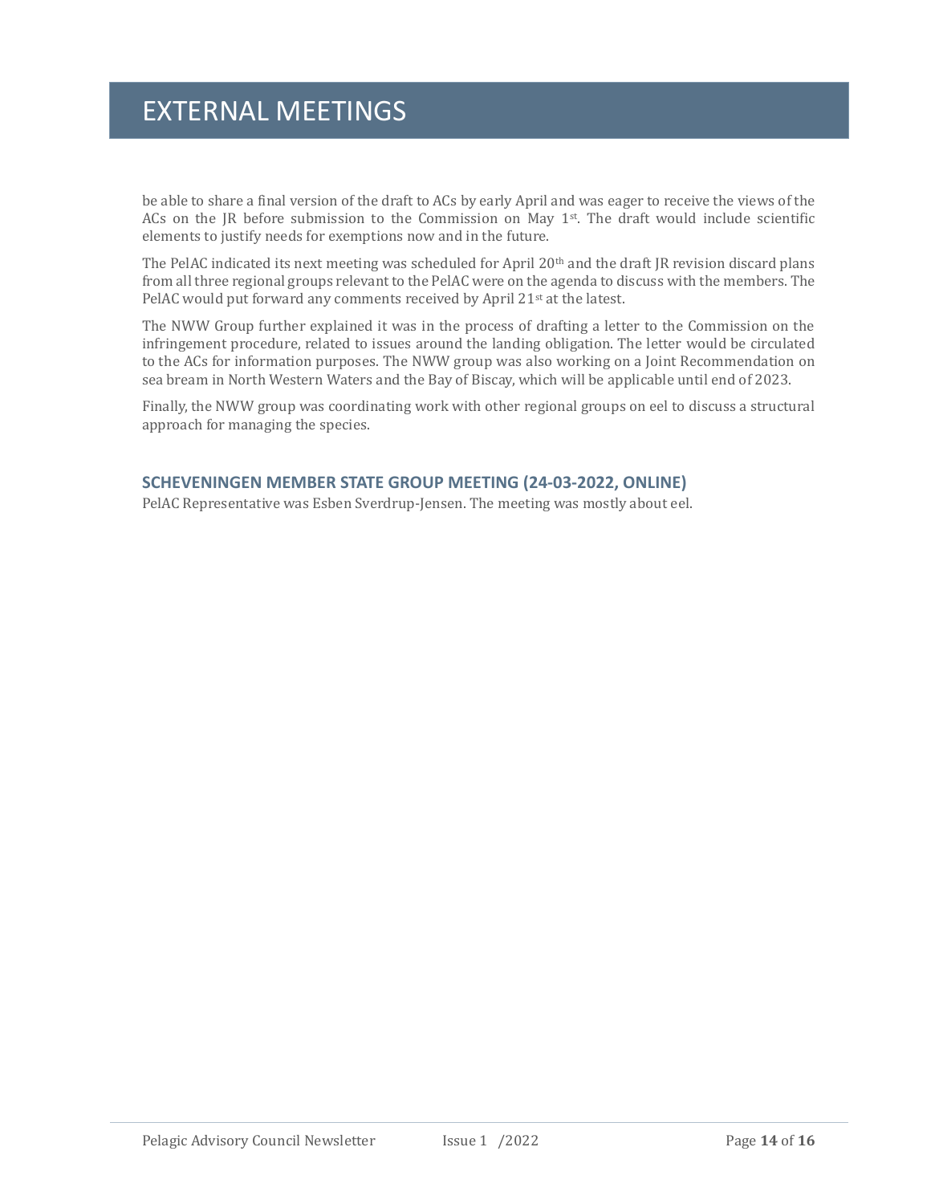# EXTERNAL MEETINGS

be able to share a final version of the draft to ACs by early April and was eager to receive the views of the ACs on the JR before submission to the Commission on May 1st. The draft would include scientific elements to justify needs for exemptions now and in the future.

The PelAC indicated its next meeting was scheduled for April 20th and the draft JR revision discard plans from all three regional groups relevant to the PelAC were on the agenda to discuss with the members. The PelAC would put forward any comments received by April 21st at the latest.

The NWW Group further explained it was in the process of drafting a letter to the Commission on the infringement procedure, related to issues around the landing obligation. The letter would be circulated to the ACs for information purposes. The NWW group was also working on a Joint Recommendation on sea bream in North Western Waters and the Bay of Biscay, which will be applicable until end of 2023.

Finally, the NWW group was coordinating work with other regional groups on eel to discuss a structural approach for managing the species.

### SCHEVENINGEN MEMBER STATE GROUP MEETING (24-03-2022, ONLINE)

PelAC Representative was Esben Sverdrup-Jensen. The meeting was mostly about eel.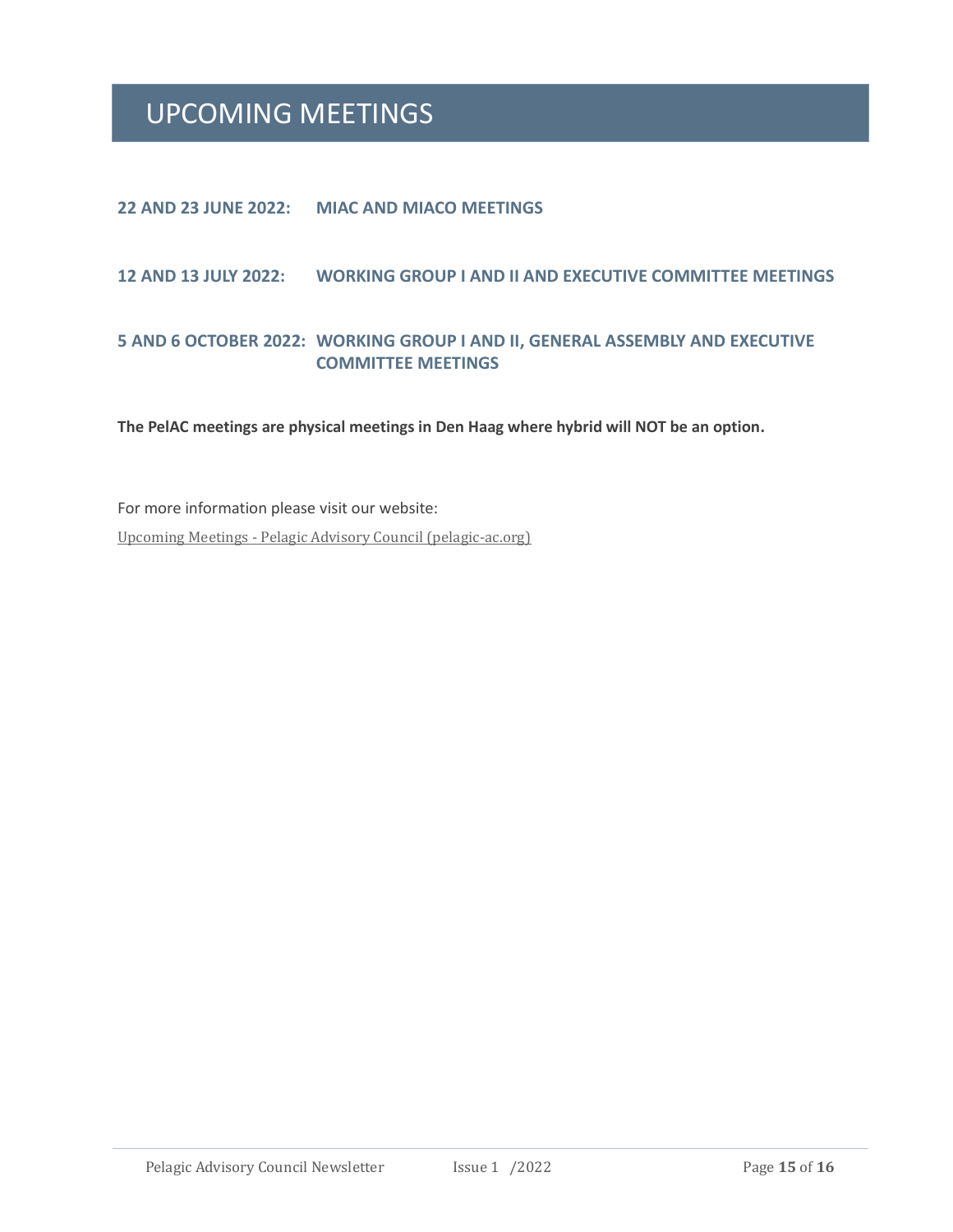# UPCOMING MEETINGS

**22 AND 23 JUNE 2022: MIAC AND MIACO MEETINGS**

**12 AND 13 JULY 2022: WORKING GROUP I AND II AND EXECUTIVE COMMITTEE MEETINGS**

**5 AND 6 OCTOBER 2022: WORKING GROUP I AND II, GENERAL ASSEMBLY AND EXECUTIVE COMMITTEE MEETINGS**

**The PelAC meetings are physical meetings in Den Haag where hybrid will NOT be an option.**

For more information please visit our website:

Upcoming Meetings - Pelagic Advisory Council (pelagic-ac.org)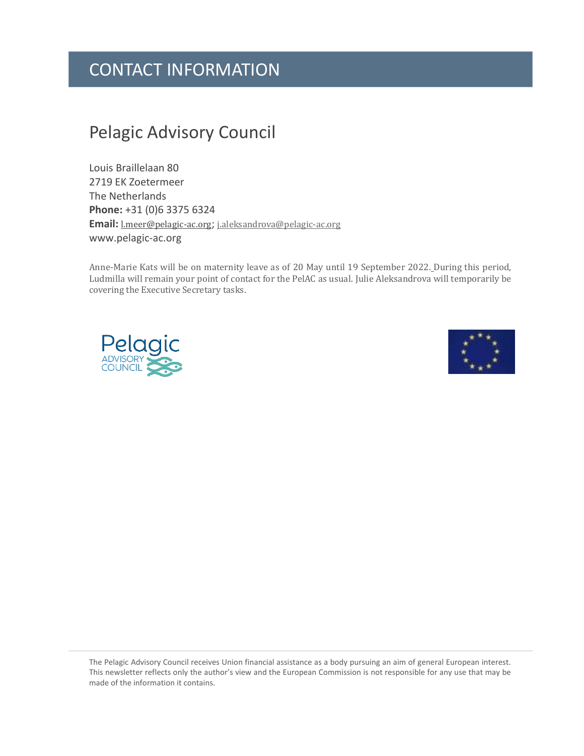# CONTACT INFORMATION

## Pelagic Advisory Council

Louis Braillelaan 80
2719 EK Zoetermeer
The Netherlands
**Phone:** +31 (0)6 3375 6324
**Email:** l.meer@pelagic-ac.org; j.aleksandrova@pelagic-ac.org
www.pelagic-ac.org

Anne-Marie Kats will be on maternity leave as of 20 May until 19 September 2022. During this period, Ludmilla will remain your point of contact for the PelAC as usual. Julie Aleksandrova will temporarily be covering the Executive Secretary tasks.

The Pelagic Advisory Council receives Union financial assistance as a body pursuing an aim of general European interest. This newsletter reflects only the author's view and the European Commission is not responsible for any use that may be made of the information it contains.